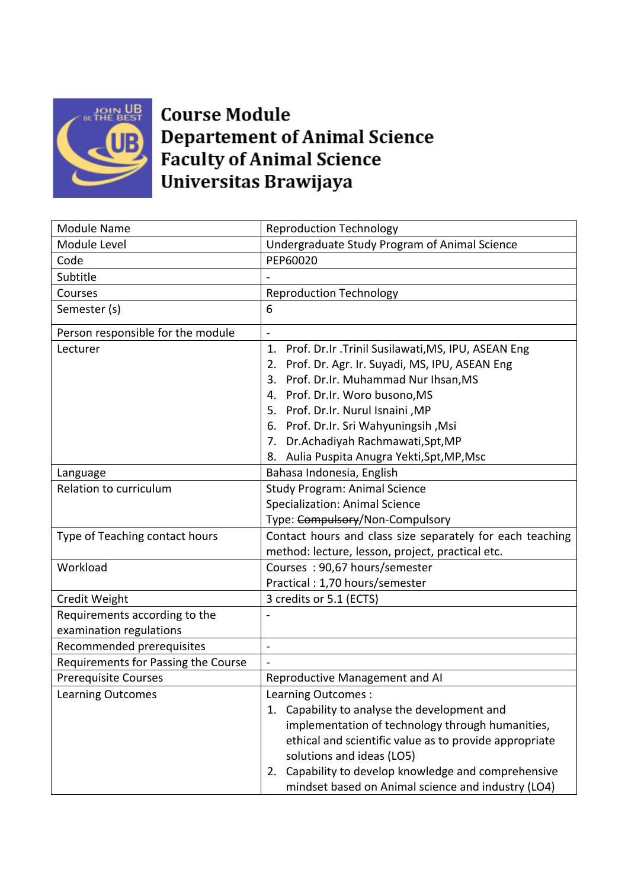# Course Module
# Departement of Animal Science
# Faculty of Animal Science
# Universitas Brawijaya

| | |
|---|---|
| Module Name | Reproduction Technology |
| Module Level | Undergraduate Study Program of Animal Science |
| Code | PEP60020 |
| Subtitle | - |
| Courses | Reproduction Technology |
| Semester (s) | 6 |
| Person responsible for the module | - |
| Lecturer | 1. Prof. Dr.Ir .Trinil Susilawati,MS, IPU, ASEAN Eng<br>2. Prof. Dr. Agr. Ir. Suyadi, MS, IPU, ASEAN Eng<br>3. Prof. Dr.Ir. Muhammad Nur Ihsan,MS<br>4. Prof. Dr.Ir. Woro busono,MS<br>5. Prof. Dr.Ir. Nurul Isnaini ,MP<br>6. Prof. Dr.Ir. Sri Wahyuningsih ,Msi<br>7. Dr.Achadiyah Rachmawati,Spt,MP<br>8. Aulia Puspita Anugra Yekti,Spt,MP,Msc |
| Language | Bahasa Indonesia, English |
| Relation to curriculum | Study Program: Animal Science<br>Specialization: Animal Science<br>Type: ~~Compulsory~~/Non-Compulsory |
| Type of Teaching contact hours | Contact hours and class size separately for each teaching method: lecture, lesson, project, practical etc. |
| Workload | Courses : 90,67 hours/semester<br>Practical : 1,70 hours/semester |
| Credit Weight | 3 credits or 5.1 (ECTS) |
| Requirements according to the examination regulations | - |
| Recommended prerequisites | - |
| Requirements for Passing the Course | - |
| Prerequisite Courses | Reproductive Management and AI |
| Learning Outcomes | Learning Outcomes :<br>1. Capability to analyse the development and implementation of technology through humanities, ethical and scientific value as to provide appropriate solutions and ideas (LO5)<br>2. Capability to develop knowledge and comprehensive mindset based on Animal science and industry (LO4) |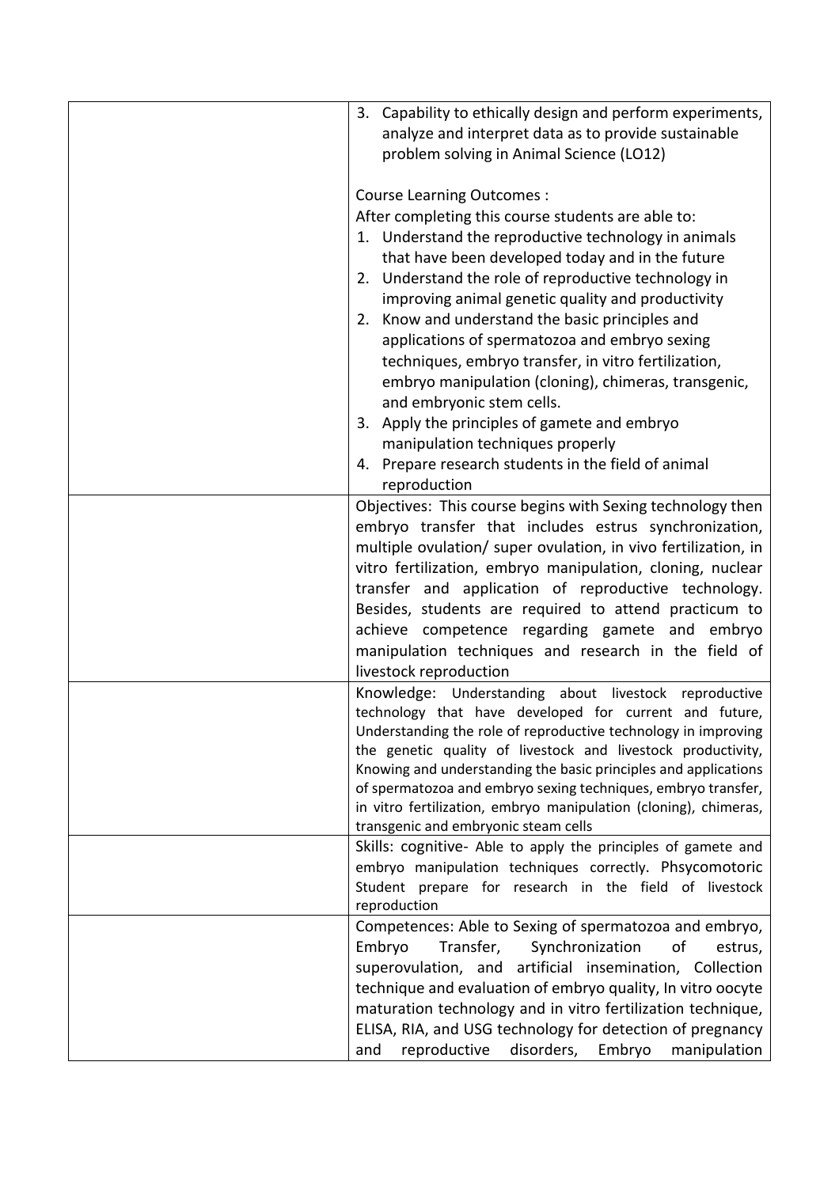| | |
|---|---|
| | 3. Capability to ethically design and perform experiments, analyze and interpret data as to provide sustainable problem solving in Animal Science (LO12)<br><br>Course Learning Outcomes :<br>After completing this course students are able to:<br>1. Understand the reproductive technology in animals that have been developed today and in the future<br>2. Understand the role of reproductive technology in improving animal genetic quality and productivity<br>2. Know and understand the basic principles and applications of spermatozoa and embryo sexing techniques, embryo transfer, in vitro fertilization, embryo manipulation (cloning), chimeras, transgenic, and embryonic stem cells.<br>3. Apply the principles of gamete and embryo manipulation techniques properly<br>4. Prepare research students in the field of animal reproduction |
| | Objectives: This course begins with Sexing technology then embryo transfer that includes estrus synchronization, multiple ovulation/ super ovulation, in vivo fertilization, in vitro fertilization, embryo manipulation, cloning, nuclear transfer and application of reproductive technology. Besides, students are required to attend practicum to achieve competence regarding gamete and embryo manipulation techniques and research in the field of livestock reproduction |
| | Knowledge: Understanding about livestock reproductive technology that have developed for current and future, Understanding the role of reproductive technology in improving the genetic quality of livestock and livestock productivity, Knowing and understanding the basic principles and applications of spermatozoa and embryo sexing techniques, embryo transfer, in vitro fertilization, embryo manipulation (cloning), chimeras, transgenic and embryonic steam cells |
| | Skills: cognitive- Able to apply the principles of gamete and embryo manipulation techniques correctly. Phsycomotoric Student prepare for research in the field of livestock reproduction |
| | Competences: Able to Sexing of spermatozoa and embryo, Embryo Transfer, Synchronization of estrus, superovulation, and artificial insemination, Collection technique and evaluation of embryo quality, In vitro oocyte maturation technology and in vitro fertilization technique, ELISA, RIA, and USG technology for detection of pregnancy and reproductive disorders, Embryo manipulation |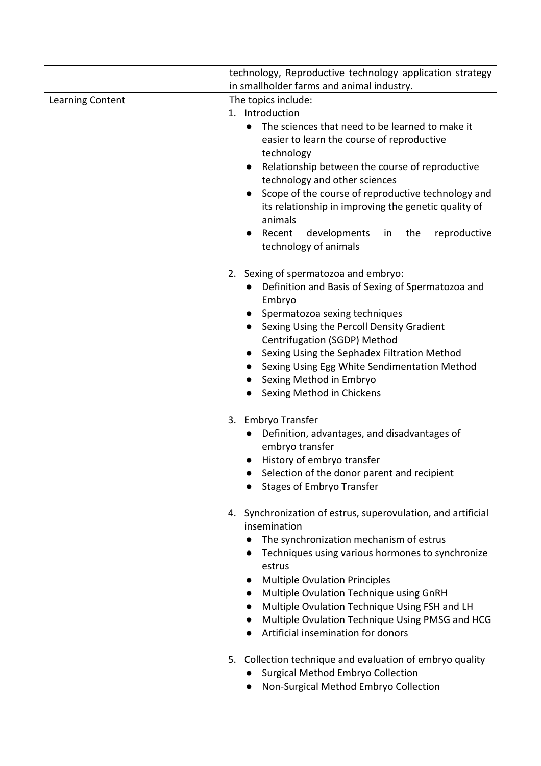|  | technology, Reproductive technology application strategy in smallholder farms and animal industry. |
| --- | --- |
| Learning Content | The topics include:<br>1. Introduction<br>● The sciences that need to be learned to make it easier to learn the course of reproductive technology<br>● Relationship between the course of reproductive technology and other sciences<br>● Scope of the course of reproductive technology and its relationship in improving the genetic quality of animals<br>● Recent developments in the reproductive technology of animals<br><br>2. Sexing of spermatozoa and embryo:<br>● Definition and Basis of Sexing of Spermatozoa and Embryo<br>● Spermatozoa sexing techniques<br>● Sexing Using the Percoll Density Gradient Centrifugation (SGDP) Method<br>● Sexing Using the Sephadex Filtration Method<br>● Sexing Using Egg White Sendimentation Method<br>● Sexing Method in Embryo<br>● Sexing Method in Chickens<br><br>3. Embryo Transfer<br>● Definition, advantages, and disadvantages of embryo transfer<br>● History of embryo transfer<br>● Selection of the donor parent and recipient<br>● Stages of Embryo Transfer<br><br>4. Synchronization of estrus, superovulation, and artificial insemination<br>● The synchronization mechanism of estrus<br>● Techniques using various hormones to synchronize estrus<br>● Multiple Ovulation Principles<br>● Multiple Ovulation Technique using GnRH<br>● Multiple Ovulation Technique Using FSH and LH<br>● Multiple Ovulation Technique Using PMSG and HCG<br>● Artificial insemination for donors<br><br>5. Collection technique and evaluation of embryo quality<br>● Surgical Method Embryo Collection<br>● Non-Surgical Method Embryo Collection |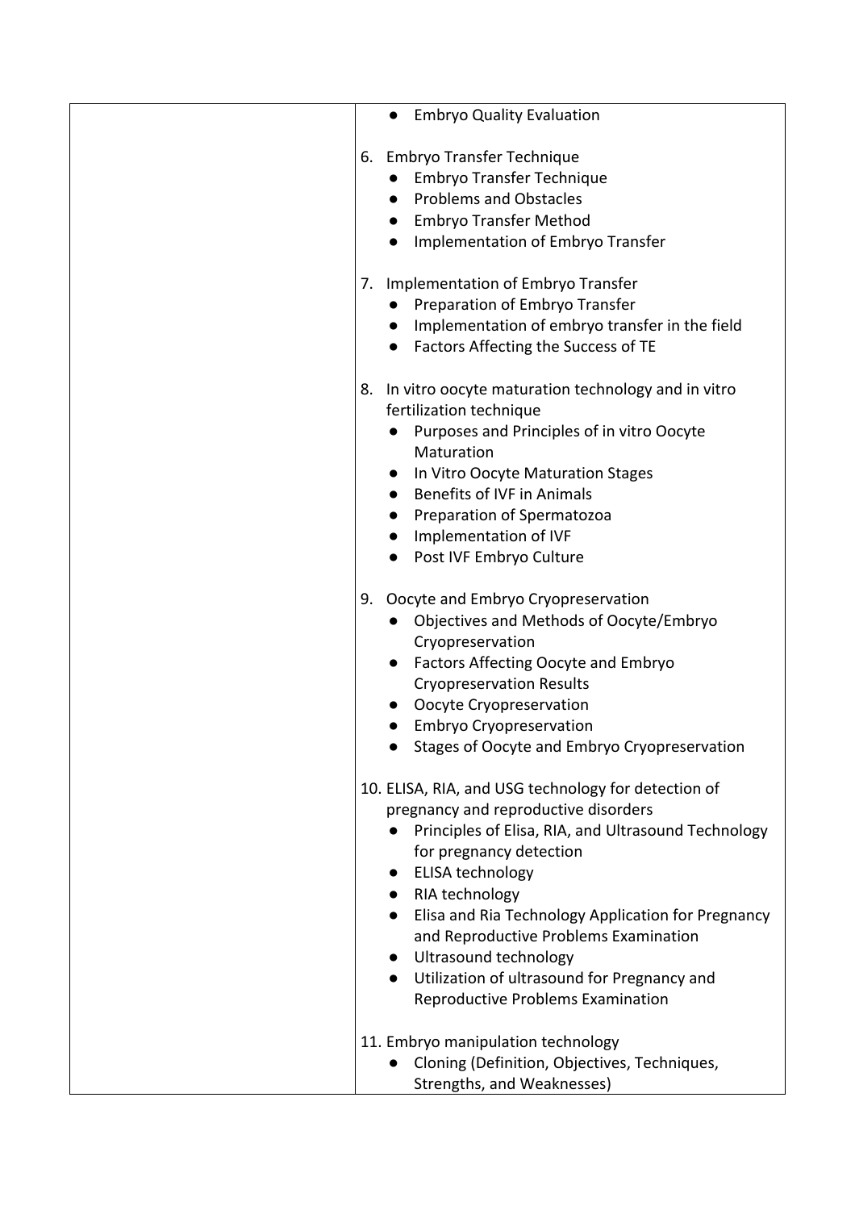| | - Embryo Quality Evaluation<br><br>6. Embryo Transfer Technique<br>- Embryo Transfer Technique<br>- Problems and Obstacles<br>- Embryo Transfer Method<br>- Implementation of Embryo Transfer<br><br>7. Implementation of Embryo Transfer<br>- Preparation of Embryo Transfer<br>- Implementation of embryo transfer in the field<br>- Factors Affecting the Success of TE<br><br>8. In vitro oocyte maturation technology and in vitro fertilization technique<br>- Purposes and Principles of in vitro Oocyte Maturation<br>- In Vitro Oocyte Maturation Stages<br>- Benefits of IVF in Animals<br>- Preparation of Spermatozoa<br>- Implementation of IVF<br>- Post IVF Embryo Culture<br><br>9. Oocyte and Embryo Cryopreservation<br>- Objectives and Methods of Oocyte/Embryo Cryopreservation<br>- Factors Affecting Oocyte and Embryo Cryopreservation Results<br>- Oocyte Cryopreservation<br>- Embryo Cryopreservation<br>- Stages of Oocyte and Embryo Cryopreservation<br><br>10. ELISA, RIA, and USG technology for detection of pregnancy and reproductive disorders<br>- Principles of Elisa, RIA, and Ultrasound Technology for pregnancy detection<br>- ELISA technology<br>- RIA technology<br>- Elisa and Ria Technology Application for Pregnancy and Reproductive Problems Examination<br>- Ultrasound technology<br>- Utilization of ultrasound for Pregnancy and Reproductive Problems Examination<br><br>11. Embryo manipulation technology<br>- Cloning (Definition, Objectives, Techniques, Strengths, and Weaknesses) |
|---|---|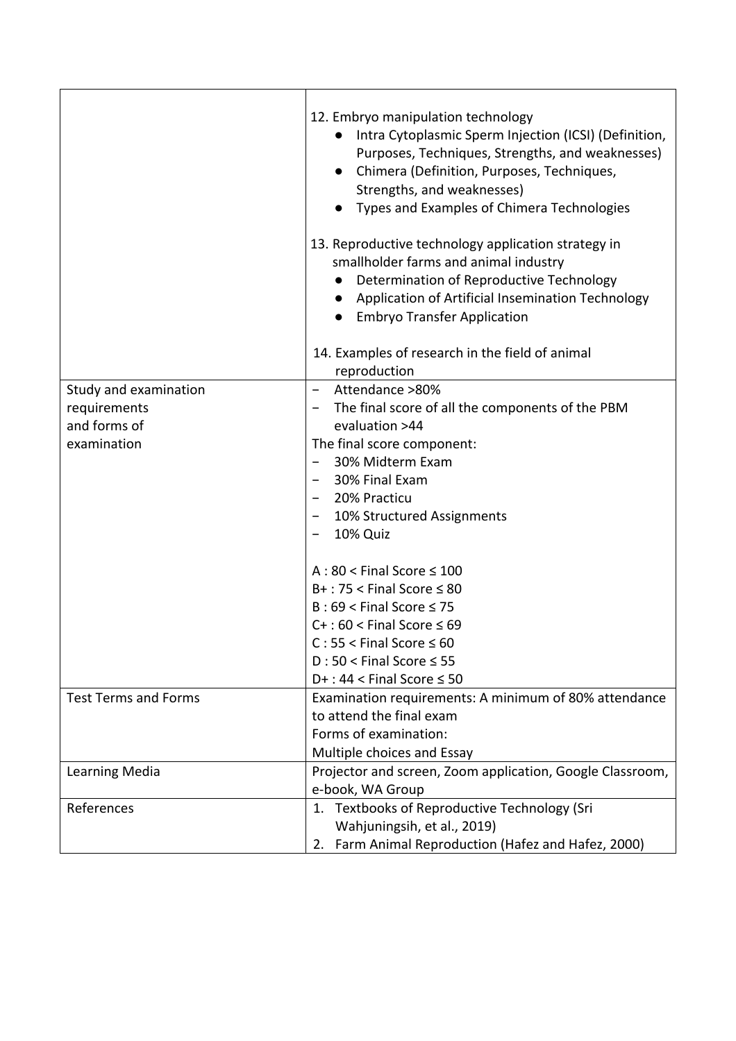| | |
|---|---|
| | 12. Embryo manipulation technology<br>● Intra Cytoplasmic Sperm Injection (ICSI) (Definition, Purposes, Techniques, Strengths, and weaknesses)<br>● Chimera (Definition, Purposes, Techniques, Strengths, and weaknesses)<br>● Types and Examples of Chimera Technologies<br><br>13. Reproductive technology application strategy in smallholder farms and animal industry<br>● Determination of Reproductive Technology<br>● Application of Artificial Insemination Technology<br>● Embryo Transfer Application<br><br>14. Examples of research in the field of animal reproduction |
| Study and examination requirements and forms of examination | − Attendance >80%<br>− The final score of all the components of the PBM evaluation >44<br>The final score component:<br>− 30% Midterm Exam<br>− 30% Final Exam<br>− 20% Practicu<br>− 10% Structured Assignments<br>− 10% Quiz<br><br>A : 80 < Final Score ≤ 100<br>B+ : 75 < Final Score ≤ 80<br>B : 69 < Final Score ≤ 75<br>C+ : 60 < Final Score ≤ 69<br>C : 55 < Final Score ≤ 60<br>D : 50 < Final Score ≤ 55<br>D+ : 44 < Final Score ≤ 50 |
| Test Terms and Forms | Examination requirements: A minimum of 80% attendance to attend the final exam<br>Forms of examination:<br>Multiple choices and Essay |
| Learning Media | Projector and screen, Zoom application, Google Classroom, e-book, WA Group |
| References | 1. Textbooks of Reproductive Technology (Sri Wahjuningsih, et al., 2019)<br>2. Farm Animal Reproduction (Hafez and Hafez, 2000) |